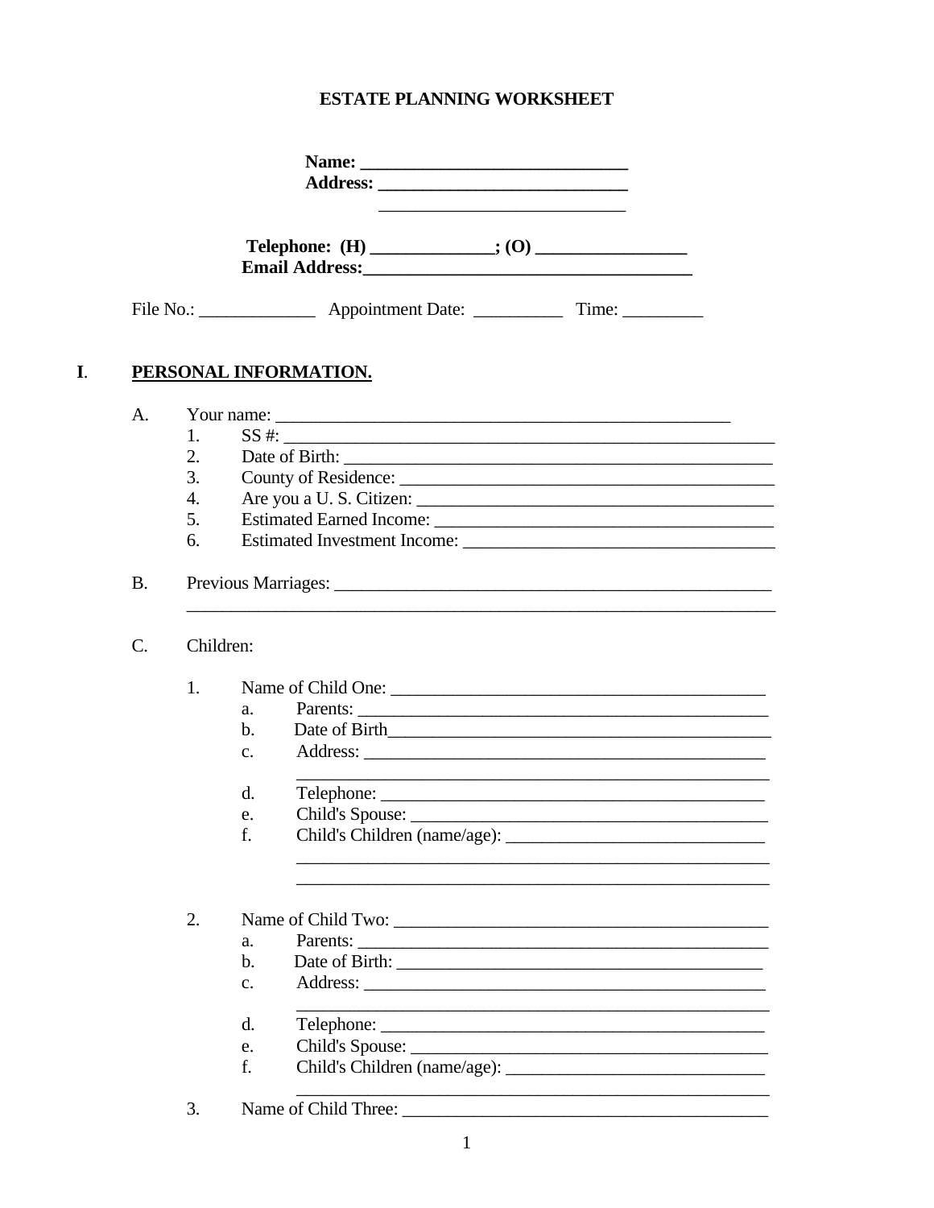# ESTATE PLANNING WORKSHEET

**Name: ______________________________**
**Address: ____________________________**
**____________________________**

**Telephone: (H) _____________; (O) ________________**
**Email Address:____________________________________**

File No.: _____________ Appointment Date: __________ Time: _________

## I. PERSONAL INFORMATION.

A. Your name: ___________________________________________________
   1. SS #: ______________________________________________________
   2. Date of Birth: ________________________________________________
   3. County of Residence: ___________________________________________
   4. Are you a U. S. Citizen: ________________________________________
   5. Estimated Earned Income: ______________________________________
   6. Estimated Investment Income: ___________________________________

B. Previous Marriages: _______________________________________________
_________________________________________________________________

C. Children:

   1. Name of Child One: __________________________________________
      a. Parents: _______________________________________________
      b. Date of Birth____________________________________________
      c. Address: _______________________________________________
      _______________________________________________________
      d. Telephone: _____________________________________________
      e. Child's Spouse: __________________________________________
      f. Child's Children (name/age): _____________________________
      _______________________________________________________
      _______________________________________________________

   2. Name of Child Two: __________________________________________
      a. Parents: _______________________________________________
      b. Date of Birth: ___________________________________________
      c. Address: _______________________________________________
      _______________________________________________________
      d. Telephone: _____________________________________________
      e. Child's Spouse: __________________________________________
      f. Child's Children (name/age): _____________________________
      _______________________________________________________

   3. Name of Child Three: _________________________________________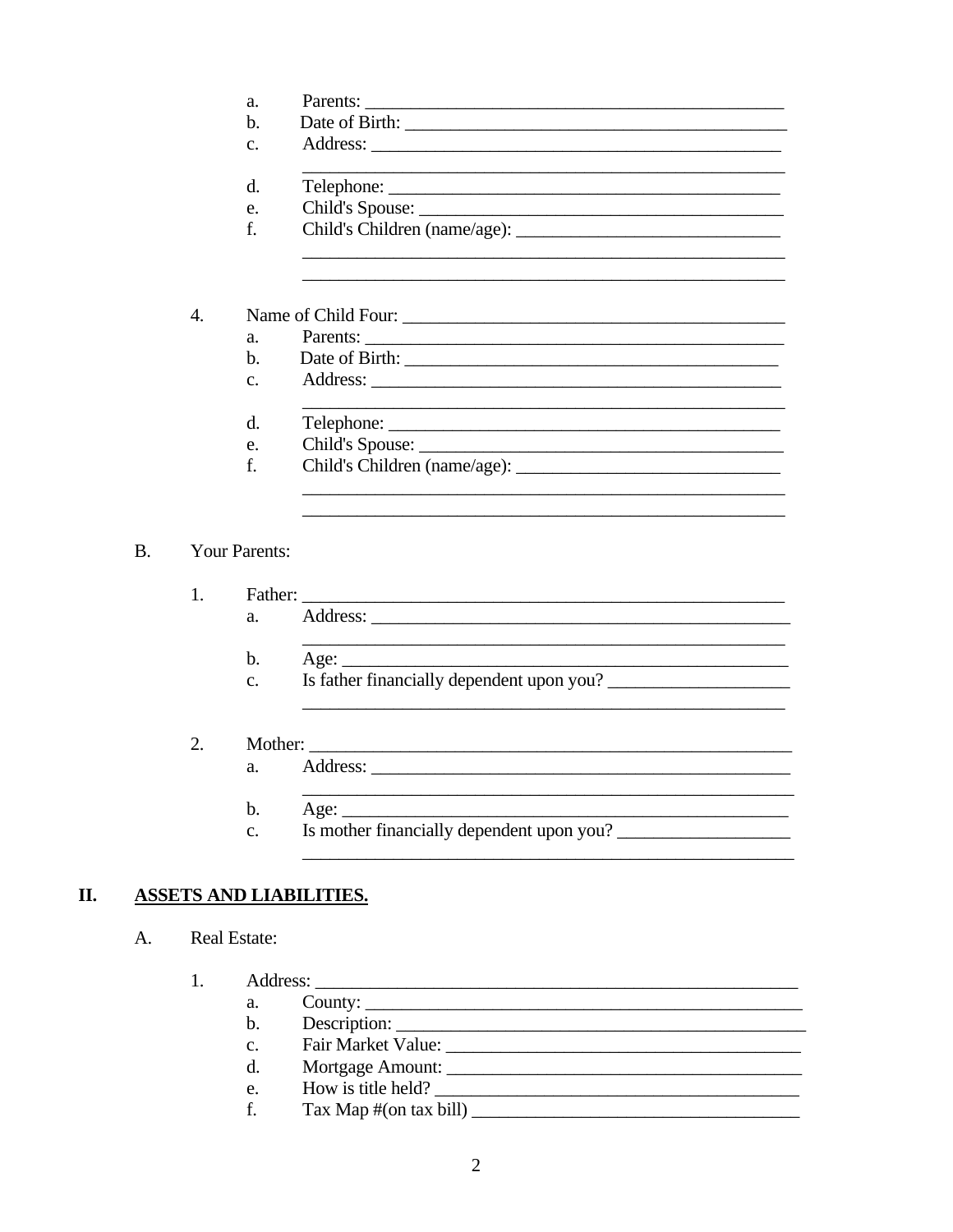a. Parents: ______________________________________________
b. Date of Birth: __________________________________________
c. Address: ______________________________________________
_______________________________________________________
d. Telephone: ____________________________________________
e. Child's Spouse: ________________________________________
f. Child's Children (name/age): _____________________________
_______________________________________________________
_______________________________________________________

4. Name of Child Four: ______________________________________
   a. Parents: ______________________________________________
   b. Date of Birth: _________________________________________
   c. Address: ______________________________________________
   _______________________________________________________
   d. Telephone: ____________________________________________
   e. Child's Spouse: ________________________________________
   f. Child's Children (name/age): _____________________________
   _______________________________________________________
   _______________________________________________________

B. Your Parents:

1. Father: _______________________________________________________
   a. Address: ______________________________________________
   _______________________________________________________
   b. Age: _________________________________________________
   c. Is father financially dependent upon you? ___________________
   _______________________________________________________

2. Mother: _______________________________________________________
   a. Address: ______________________________________________
   _______________________________________________________
   b. Age: _________________________________________________
   c. Is mother financially dependent upon you? __________________
   _______________________________________________________

## II. ASSETS AND LIABILITIES.

A. Real Estate:

1. Address: ______________________________________________________
   a. County: _______________________________________________
   b. Description: ___________________________________________
   c. Fair Market Value: ______________________________________
   d. Mortgage Amount: ______________________________________
   e. How is title held? _______________________________________
   f. Tax Map #(on tax bill) ____________________________________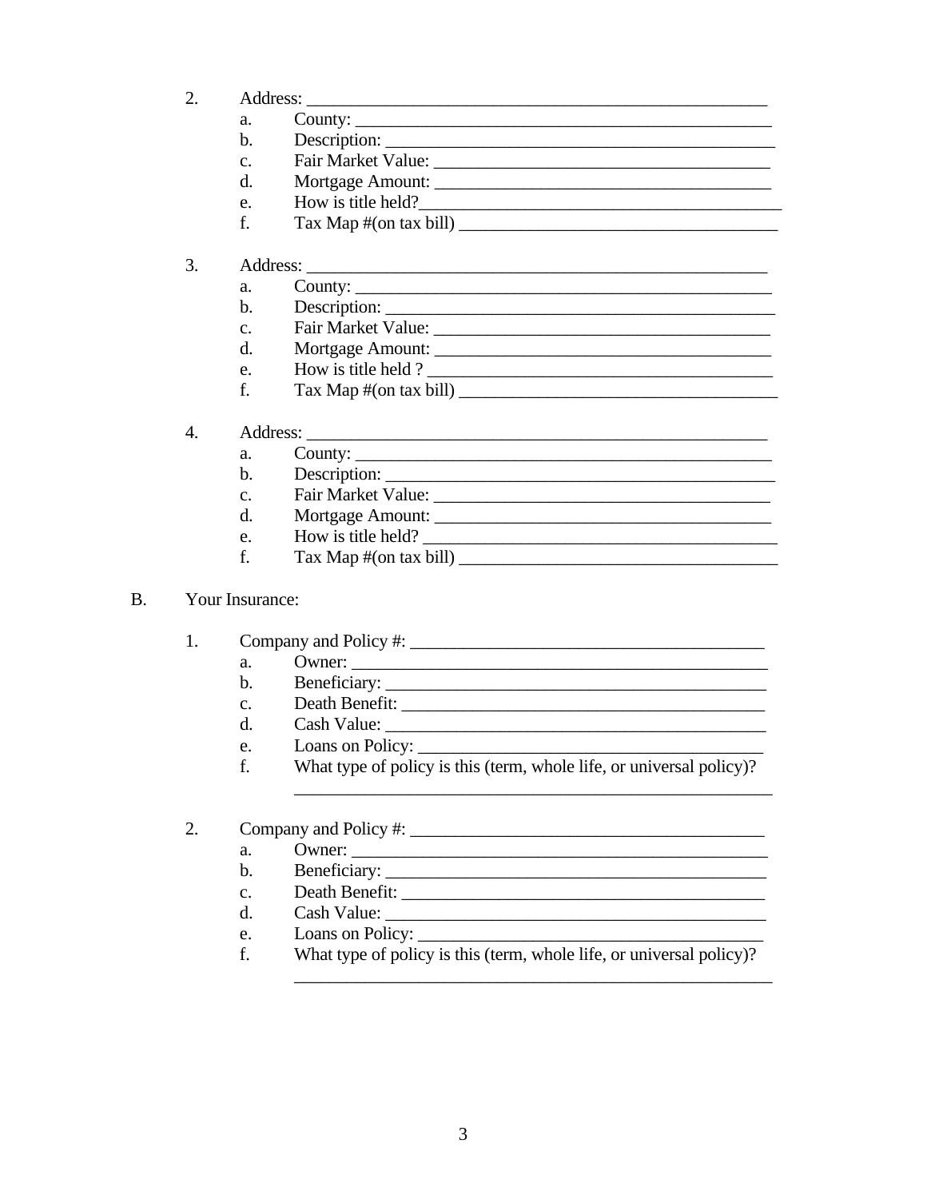2. Address: ____________________________________________________
   a. County: ____________________________________________________
   b. Description: ________________________________________________
   c. Fair Market Value: ____________________________________
   d. Mortgage Amount: _____________________________________
   e. How is title held?_______________________________________
   f. Tax Map #(on tax bill) __________________________________

3. Address: ____________________________________________________
   a. County: ____________________________________________________
   b. Description: ________________________________________________
   c. Fair Market Value: ____________________________________
   d. Mortgage Amount: _____________________________________
   e. How is title held ? _____________________________________
   f. Tax Map #(on tax bill) __________________________________

4. Address: ____________________________________________________
   a. County: ____________________________________________________
   b. Description: ________________________________________________
   c. Fair Market Value: ____________________________________
   d. Mortgage Amount: _____________________________________
   e. How is title held? ______________________________________
   f. Tax Map #(on tax bill) __________________________________

B. Your Insurance:

1. Company and Policy #: ______________________________________
   a. Owner: ______________________________________________________
   b. Beneficiary: ________________________________________________
   c. Death Benefit: ______________________________________________
   d. Cash Value: _________________________________________________
   e. Loans on Policy: _____________________________________________
   f. What type of policy is this (term, whole life, or universal policy)?
      ________________________________________________________

2. Company and Policy #: ______________________________________
   a. Owner: ______________________________________________________
   b. Beneficiary: ________________________________________________
   c. Death Benefit: ______________________________________________
   d. Cash Value: _________________________________________________
   e. Loans on Policy: _____________________________________________
   f. What type of policy is this (term, whole life, or universal policy)?
      ________________________________________________________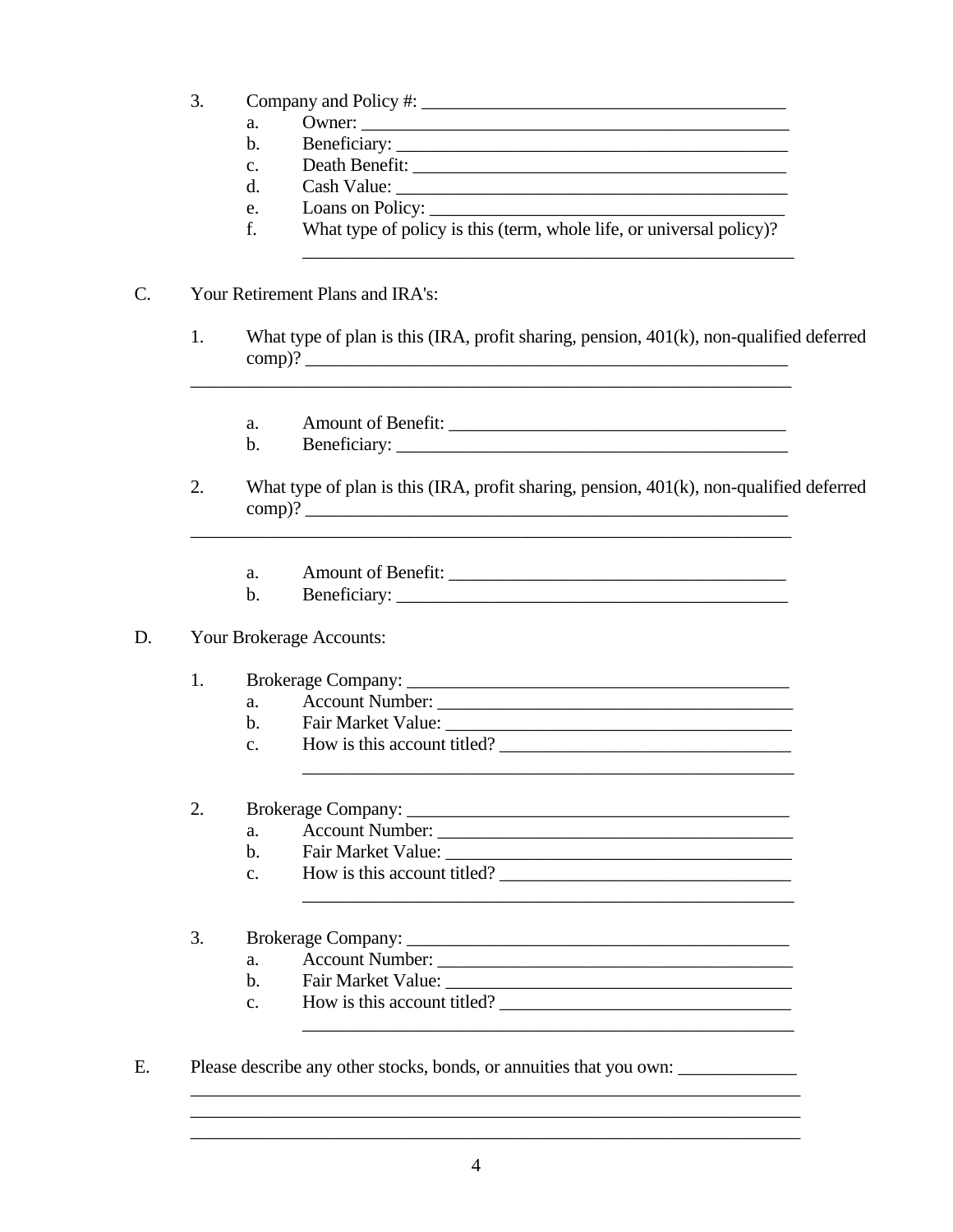3. Company and Policy #: ________________________________________
    a. Owner: ________________________________________________
    b. Beneficiary: ____________________________________________
    c. Death Benefit: __________________________________________
    d. Cash Value: _____________________________________________
    e. Loans on Policy: ________________________________________
    f. What type of policy is this (term, whole life, or universal policy)?
    _______________________________________________________

C. Your Retirement Plans and IRA's:

1. What type of plan is this (IRA, profit sharing, pension, 401(k), non-qualified deferred comp)? ______________________________________________________
_________________________________________________________________

    a. Amount of Benefit: ______________________________________
    b. Beneficiary: ___________________________________________

2. What type of plan is this (IRA, profit sharing, pension, 401(k), non-qualified deferred comp)? ______________________________________________________
_________________________________________________________________

    a. Amount of Benefit: ______________________________________
    b. Beneficiary: ___________________________________________

D. Your Brokerage Accounts:

1. Brokerage Company: __________________________________________
    a. Account Number: _________________________________________
    b. Fair Market Value: _______________________________________
    c. How is this account titled? ________________________________
    _______________________________________________________

2. Brokerage Company: __________________________________________
    a. Account Number: _________________________________________
    b. Fair Market Value: _______________________________________
    c. How is this account titled? ________________________________
    _______________________________________________________

3. Brokerage Company: __________________________________________
    a. Account Number: _________________________________________
    b. Fair Market Value: _______________________________________
    c. How is this account titled? ________________________________
    _______________________________________________________

E. Please describe any other stocks, bonds, or annuities that you own: _____________
_________________________________________________________________
_________________________________________________________________
_________________________________________________________________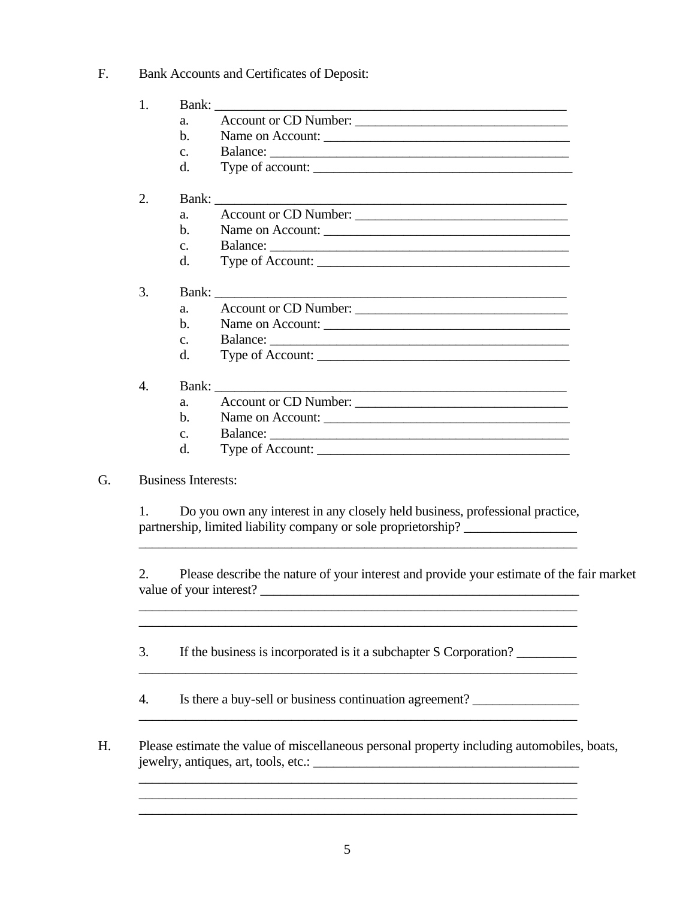F. Bank Accounts and Certificates of Deposit:

1. Bank: ________________________________________________________
   a. Account or CD Number: ________________________________
   b. Name on Account: ____________________________________
   c. Balance: ____________________________________________
   d. Type of account: ______________________________________

2. Bank: ________________________________________________________
   a. Account or CD Number: ________________________________
   b. Name on Account: ____________________________________
   c. Balance: ____________________________________________
   d. Type of Account: _____________________________________

3. Bank: ________________________________________________________
   a. Account or CD Number: ________________________________
   b. Name on Account: ____________________________________
   c. Balance: ____________________________________________
   d. Type of Account: _____________________________________

4. Bank: ________________________________________________________
   a. Account or CD Number: ________________________________
   b. Name on Account: ____________________________________
   c. Balance: ____________________________________________
   d. Type of Account: _____________________________________

G. Business Interests:

1. Do you own any interest in any closely held business, professional practice, partnership, limited liability company or sole proprietorship? ________________
__________________________________________________________________

2. Please describe the nature of your interest and provide your estimate of the fair market value of your interest? _________________________________________________
__________________________________________________________________
__________________________________________________________________

3. If the business is incorporated is it a subchapter S Corporation? _________
__________________________________________________________________

4. Is there a buy-sell or business continuation agreement? ________________
__________________________________________________________________

H. Please estimate the value of miscellaneous personal property including automobiles, boats, jewelry, antiques, art, tools, etc.: ________________________________________
__________________________________________________________________
__________________________________________________________________
__________________________________________________________________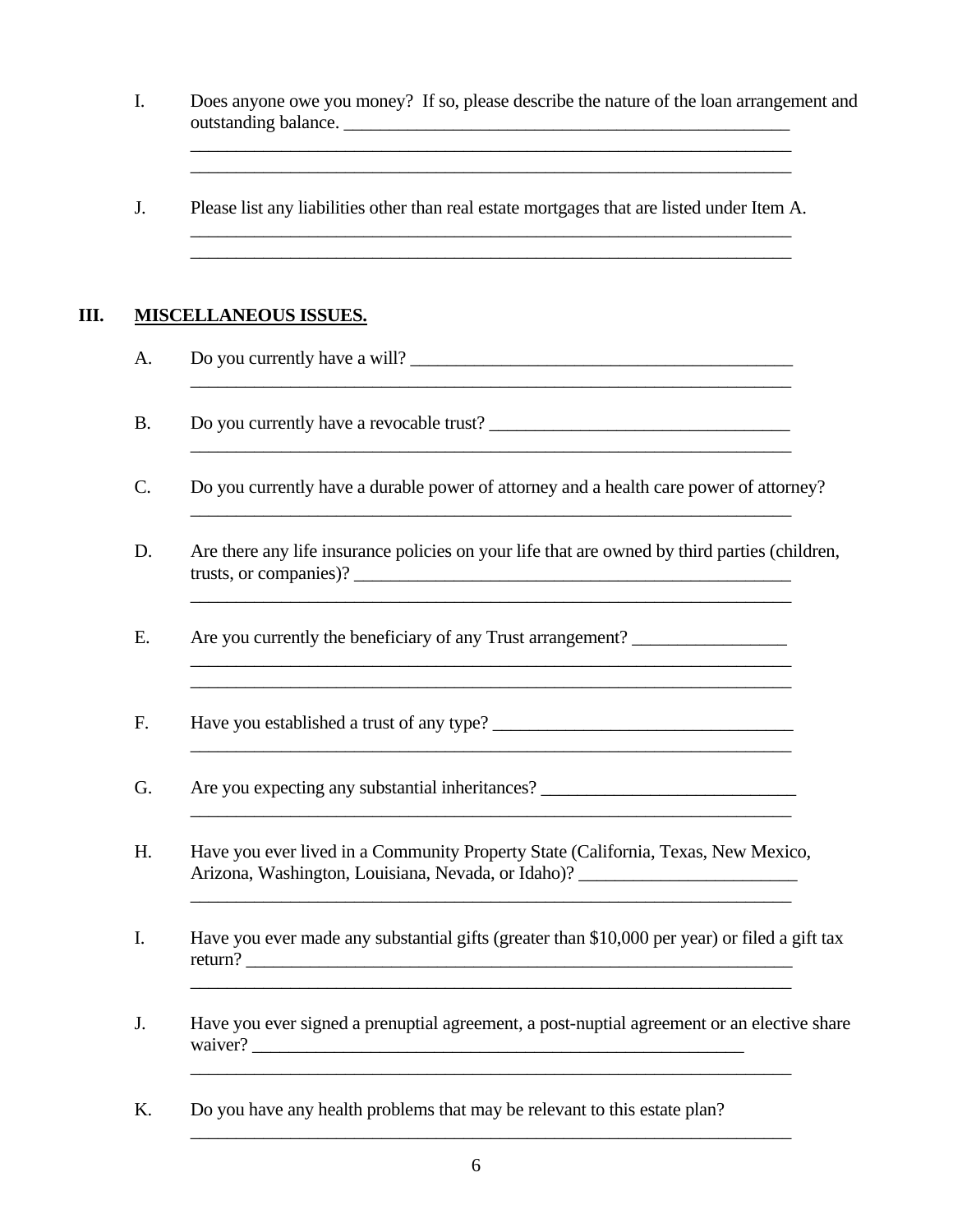I. Does anyone owe you money? If so, please describe the nature of the loan arrangement and outstanding balance. ______________________________________________________

______________________________________________________________________

______________________________________________________________________

J. Please list any liabilities other than real estate mortgages that are listed under Item A.

______________________________________________________________________

______________________________________________________________________

## III. MISCELLANEOUS ISSUES.

A. Do you currently have a will? ______________________________________________

______________________________________________________________________

B. Do you currently have a revocable trust? ____________________________________

______________________________________________________________________

C. Do you currently have a durable power of attorney and a health care power of attorney?

______________________________________________________________________

D. Are there any life insurance policies on your life that are owned by third parties (children, trusts, or companies)? ______________________________________________________

______________________________________________________________________

E. Are you currently the beneficiary of any Trust arrangement? __________________

______________________________________________________________________

______________________________________________________________________

F. Have you established a trust of any type? ____________________________________

______________________________________________________________________

G. Are you expecting any substantial inheritances? ______________________________

______________________________________________________________________

H. Have you ever lived in a Community Property State (California, Texas, New Mexico, Arizona, Washington, Louisiana, Nevada, or Idaho)? _________________________

______________________________________________________________________

I. Have you ever made any substantial gifts (greater than $10,000 per year) or filed a gift tax return? ______________________________________________________________

______________________________________________________________________

J. Have you ever signed a prenuptial agreement, a post-nuptial agreement or an elective share waiver? ____________________________________________________________

______________________________________________________________________

K. Do you have any health problems that may be relevant to this estate plan?

______________________________________________________________________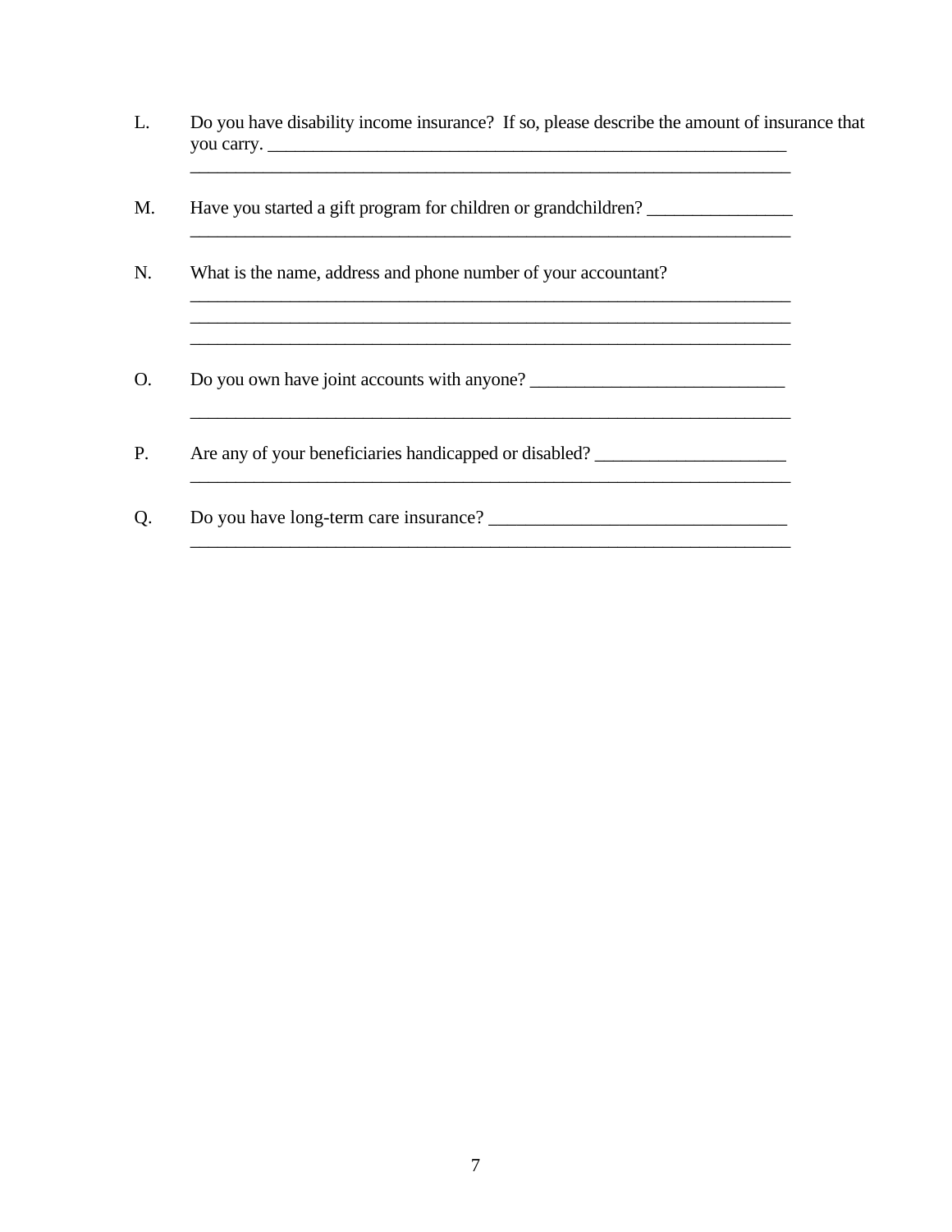L. Do you have disability income insurance? If so, please describe the amount of insurance that you carry. ____________________________________________________________
____________________________________________________________________

M. Have you started a gift program for children or grandchildren? ________________
____________________________________________________________________

N. What is the name, address and phone number of your accountant?
____________________________________________________________________
____________________________________________________________________
____________________________________________________________________

O. Do you own have joint accounts with anyone? ____________________________
____________________________________________________________________

P. Are any of your beneficiaries handicapped or disabled? _____________________
____________________________________________________________________

Q. Do you have long-term care insurance? ________________________________
____________________________________________________________________